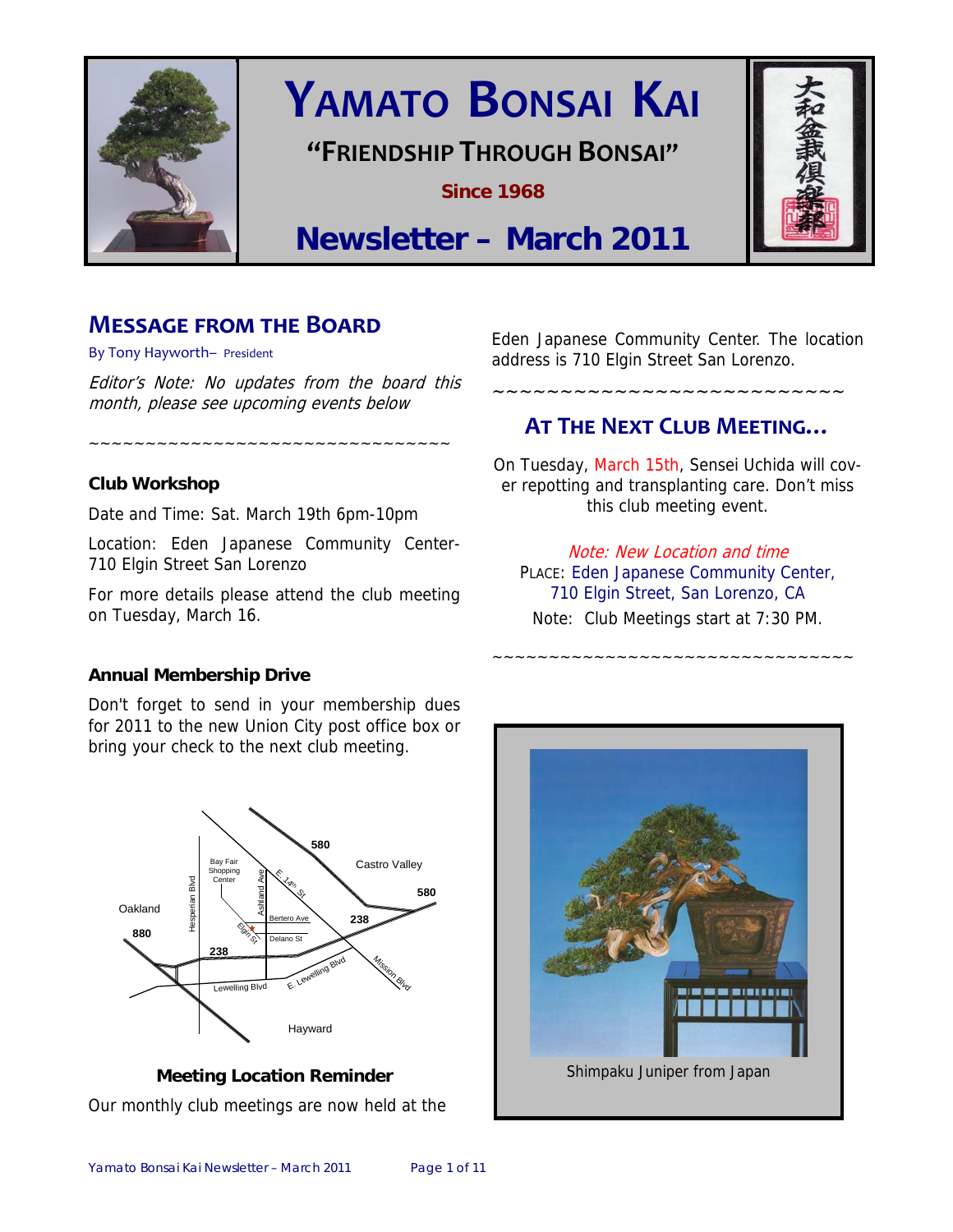# YAMATO BONSAI KAI

**"FRIENDSHIP THROUGH BONSAI"**

**Since 1968**

## Newsletter – March 2011

## MESSAGE FROM THE BOARD

By Tony Hayworth– President

*Editor's Note: No updates from the board this month, please see upcoming events below*

~~~~~~~~~~~~~~~~~~~~~~~~~~~~~~~~~~~~~~~~

### Club Workshop

Date and Time: Sat. March 19th 6pm-10pm

Location: Eden Japanese Community Center- 710 Elgin Street San Lorenzo

For more details please attend the club meeting on Tuesday, March 16.

### Annual Membership Drive

Don't forget to send in your membership dues for 2011 to the new Union City post office box or bring your check to the next club meeting.

### Meeting Location Reminder

Our monthly club meetings are now held at the Eden Japanese Community Center. The location address is 710 Elgin Street San Lorenzo.

~~~~~~~~~~~~~~~~~~~~~~~~~~~~~~~~~~~~~~~~

## AT THE NEXT CLUB MEETING…

On Tuesday, March 15th, Sensei Uchida will cover repotting and transplanting care. Don't miss this club meeting event.

*Note: New Location and time*

PLACE: Eden Japanese Community Center, 710 Elgin Street, San Lorenzo, CA

Note: Club Meetings start at 7:30 PM.

~~~~~~~~~~~~~~~~~~~~~~~~~~~~~~~~~~~~~~~~

Shimpaku Juniper from Japan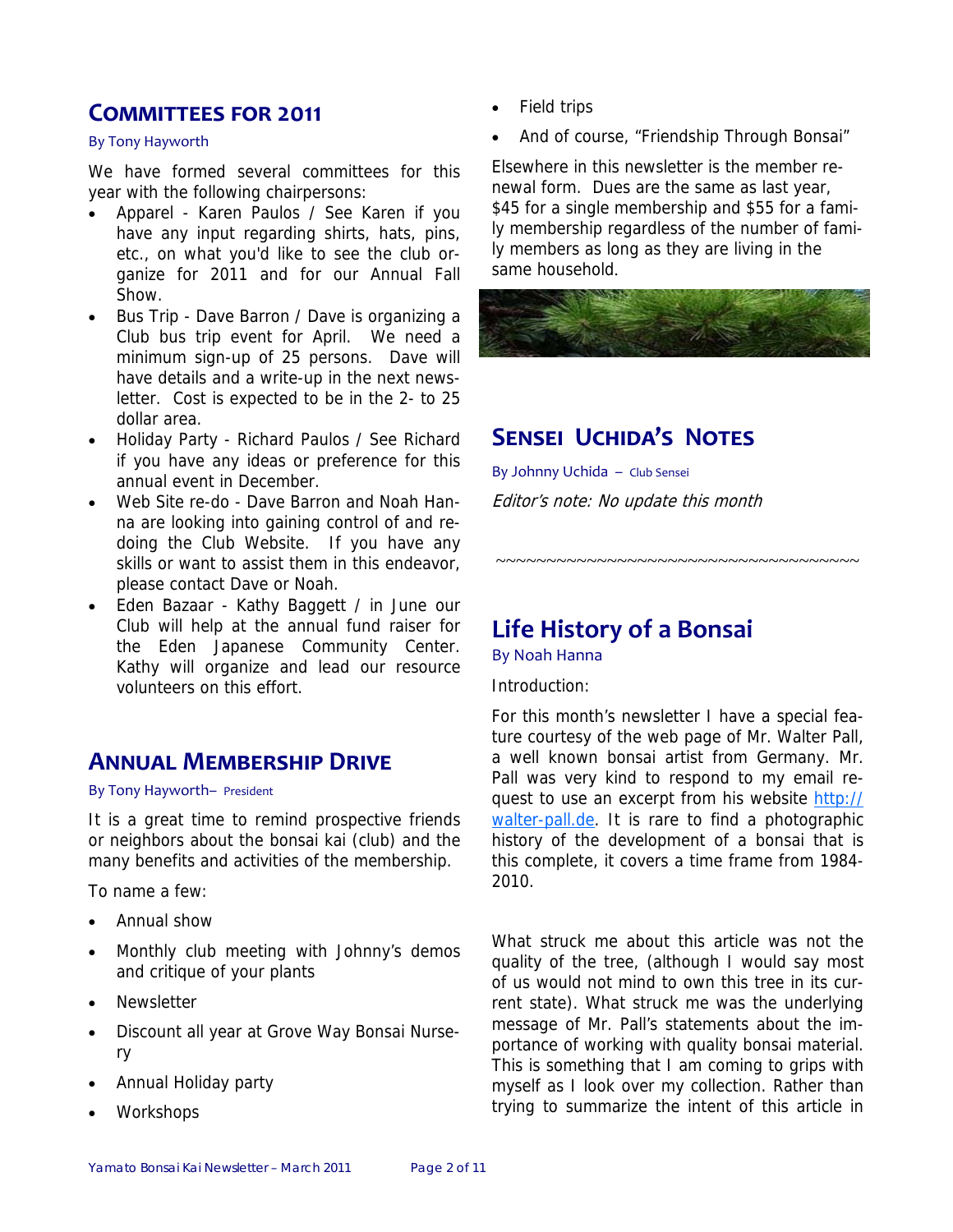## Committees for 2011

By Tony Hayworth

We have formed several committees for this year with the following chairpersons:

- Apparel - Karen Paulos / See Karen if you have any input regarding shirts, hats, pins, etc., on what you'd like to see the club organize for 2011 and for our Annual Fall Show.
- Bus Trip - Dave Barron / Dave is organizing a Club bus trip event for April. We need a minimum sign-up of 25 persons. Dave will have details and a write-up in the next newsletter. Cost is expected to be in the 2- to 25 dollar area.
- Holiday Party - Richard Paulos / See Richard if you have any ideas or preference for this annual event in December.
- Web Site re-do - Dave Barron and Noah Hanna are looking into gaining control of and redoing the Club Website. If you have any skills or want to assist them in this endeavor, please contact Dave or Noah.
- Eden Bazaar - Kathy Baggett / in June our Club will help at the annual fund raiser for the Eden Japanese Community Center. Kathy will organize and lead our resource volunteers on this effort.

## Annual Membership Drive

By Tony Hayworth– President

It is a great time to remind prospective friends or neighbors about the bonsai kai (club) and the many benefits and activities of the membership.

To name a few:

- Annual show
- Monthly club meeting with Johnny's demos and critique of your plants
- Newsletter
- Discount all year at Grove Way Bonsai Nursery
- Annual Holiday party
- Workshops
- Field trips
- And of course, "Friendship Through Bonsai"

Elsewhere in this newsletter is the member renewal form. Dues are the same as last year, $45 for a single membership and $55 for a family membership regardless of the number of family members as long as they are living in the same household.

## Sensei Uchida's Notes

By Johnny Uchida – Club Sensei

*Editor's note: No update this month*

~~~~~~~~~~~~~~~~~~~~~~~~~~~~~~~~~~~~~~

## Life History of a Bonsai

By Noah Hanna

Introduction:

For this month's newsletter I have a special feature courtesy of the web page of Mr. Walter Pall, a well known bonsai artist from Germany. Mr. Pall was very kind to respond to my email request to use an excerpt from his website http://walter-pall.de. It is rare to find a photographic history of the development of a bonsai that is this complete, it covers a time frame from 1984-2010.

What struck me about this article was not the quality of the tree, (although I would say most of us would not mind to own this tree in its current state). What struck me was the underlying message of Mr. Pall's statements about the importance of working with quality bonsai material. This is something that I am coming to grips with myself as I look over my collection. Rather than trying to summarize the intent of this article in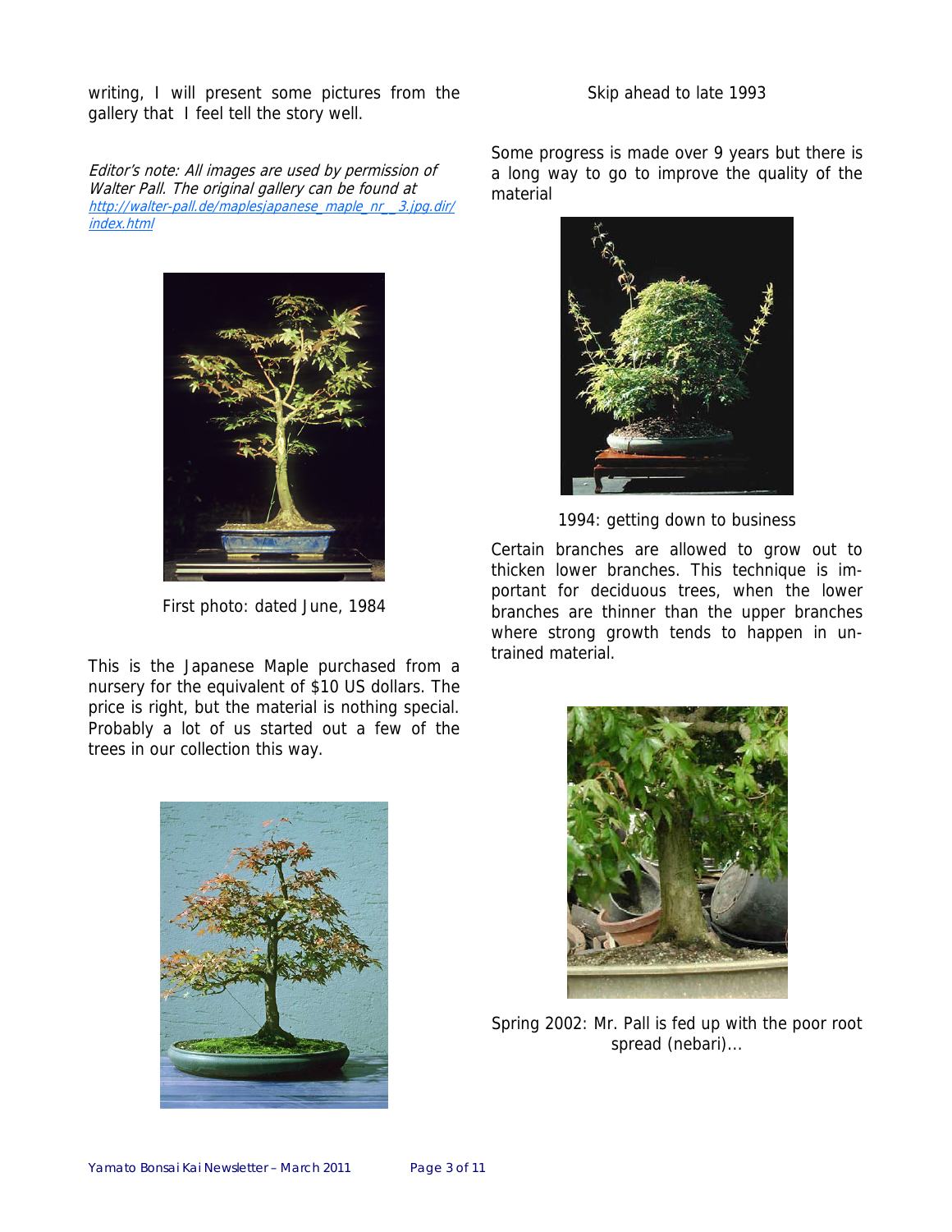writing, I will present some pictures from the gallery that I feel tell the story well.

*Editor's note: All images are used by permission of Walter Pall. The original gallery can be found at [http://walter-pall.de/maplesjapanese_maple_nr__3.jpg.dir/index.html](http://walter-pall.de/maplesjapanese_maple_nr__3.jpg.dir/index.html)*

First photo: dated June, 1984

This is the Japanese Maple purchased from a nursery for the equivalent of $10 US dollars. The price is right, but the material is nothing special. Probably a lot of us started out a few of the trees in our collection this way.

Skip ahead to late 1993

Some progress is made over 9 years but there is a long way to go to improve the quality of the material

1994: getting down to business

Certain branches are allowed to grow out to thicken lower branches. This technique is important for deciduous trees, when the lower branches are thinner than the upper branches where strong growth tends to happen in untrained material.

Spring 2002: Mr. Pall is fed up with the poor root spread (nebari)...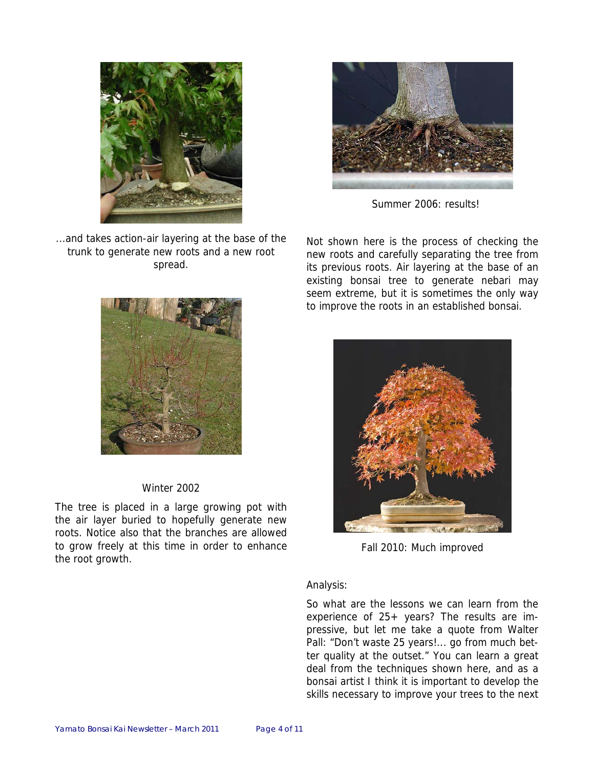…and takes action-air layering at the base of the trunk to generate new roots and a new root spread.

Winter 2002

The tree is placed in a large growing pot with the air layer buried to hopefully generate new roots. Notice also that the branches are allowed to grow freely at this time in order to enhance the root growth.

Summer 2006: results!

Not shown here is the process of checking the new roots and carefully separating the tree from its previous roots. Air layering at the base of an existing bonsai tree to generate nebari may seem extreme, but it is sometimes the only way to improve the roots in an established bonsai.

Fall 2010: Much improved

Analysis:

So what are the lessons we can learn from the experience of 25+ years? The results are impressive, but let me take a quote from Walter Pall: "Don't waste 25 years!… go from much better quality at the outset." You can learn a great deal from the techniques shown here, and as a bonsai artist I think it is important to develop the skills necessary to improve your trees to the next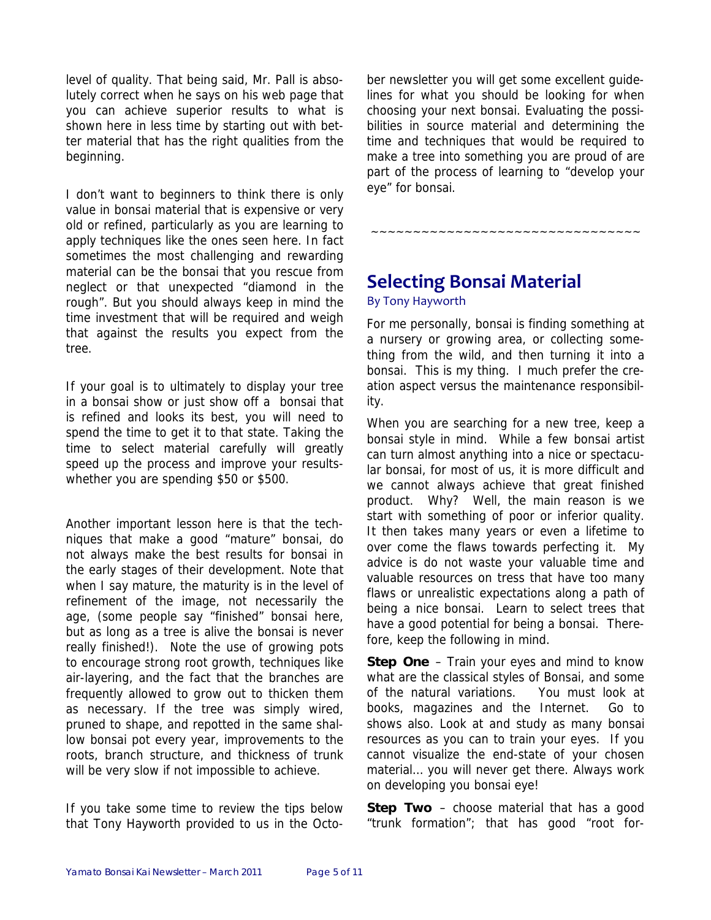level of quality. That being said, Mr. Pall is absolutely correct when he says on his web page that you can achieve superior results to what is shown here in less time by starting out with better material that has the right qualities from the beginning.

I don't want to beginners to think there is only value in bonsai material that is expensive or very old or refined, particularly as you are learning to apply techniques like the ones seen here. In fact sometimes the most challenging and rewarding material can be the bonsai that you rescue from neglect or that unexpected "diamond in the rough". But you should always keep in mind the time investment that will be required and weigh that against the results you expect from the tree.

If your goal is to ultimately to display your tree in a bonsai show or just show off a bonsai that is refined and looks its best, you will need to spend the time to get it to that state. Taking the time to select material carefully will greatly speed up the process and improve your results- whether you are spending $50 or $500.

Another important lesson here is that the techniques that make a good "mature" bonsai, do not always make the best results for bonsai in the early stages of their development. Note that when I say mature, the maturity is in the level of refinement of the image, not necessarily the age, (some people say "finished" bonsai here, but as long as a tree is alive the bonsai is never really finished!). Note the use of growing pots to encourage strong root growth, techniques like air-layering, and the fact that the branches are frequently allowed to grow out to thicken them as necessary. If the tree was simply wired, pruned to shape, and repotted in the same shallow bonsai pot every year, improvements to the roots, branch structure, and thickness of trunk will be very slow if not impossible to achieve.

If you take some time to review the tips below that Tony Hayworth provided to us in the October newsletter you will get some excellent guidelines for what you should be looking for when choosing your next bonsai. Evaluating the possibilities in source material and determining the time and techniques that would be required to make a tree into something you are proud of are part of the process of learning to "develop your eye" for bonsai.

~~~~~~~~~~~~~~~~~~~~~~~~~~~~~~~~~~

## Selecting Bonsai Material

By Tony Hayworth

For me personally, bonsai is finding something at a nursery or growing area, or collecting something from the wild, and then turning it into a bonsai. This is my thing. I much prefer the creation aspect versus the maintenance responsibility.

When you are searching for a new tree, keep a bonsai style in mind. While a few bonsai artist can turn almost anything into a nice or spectacular bonsai, for most of us, it is more difficult and we cannot always achieve that great finished product. Why? Well, the main reason is we start with something of poor or inferior quality. It then takes many years or even a lifetime to over come the flaws towards perfecting it. My advice is do not waste your valuable time and valuable resources on tress that have too many flaws or unrealistic expectations along a path of being a nice bonsai. Learn to select trees that have a good potential for being a bonsai. Therefore, keep the following in mind.

**Step One** – Train your eyes and mind to know what are the classical styles of Bonsai, and some of the natural variations. You must look at books, magazines and the Internet. Go to shows also. Look at and study as many bonsai resources as you can to train your eyes. If you cannot visualize the end-state of your chosen material… you will never get there. Always work on developing you bonsai eye!

**Step Two** – choose material that has a good "trunk formation"; that has good "root for-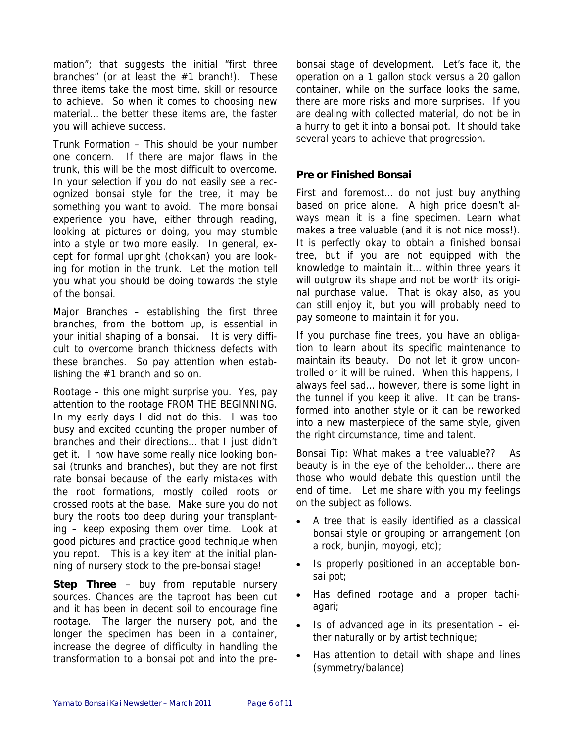mation"; that suggests the initial "first three branches" (or at least the #1 branch!). These three items take the most time, skill or resource to achieve. So when it comes to choosing new material… the better these items are, the faster you will achieve success.

Trunk Formation – This should be your number one concern. If there are major flaws in the trunk, this will be the most difficult to overcome. In your selection if you do not easily see a recognized bonsai style for the tree, it may be something you want to avoid. The more bonsai experience you have, either through reading, looking at pictures or doing, you may stumble into a style or two more easily. In general, except for formal upright (chokkan) you are looking for motion in the trunk. Let the motion tell you what you should be doing towards the style of the bonsai.

Major Branches – establishing the first three branches, from the bottom up, is essential in your initial shaping of a bonsai. It is very difficult to overcome branch thickness defects with these branches. So pay attention when establishing the #1 branch and so on.

Rootage – this one might surprise you. Yes, pay attention to the rootage FROM THE BEGINNING. In my early days I did not do this. I was too busy and excited counting the proper number of branches and their directions… that I just didn't get it. I now have some really nice looking bonsai (trunks and branches), but they are not first rate bonsai because of the early mistakes with the root formations, mostly coiled roots or crossed roots at the base. Make sure you do not bury the roots too deep during your transplanting – keep exposing them over time. Look at good pictures and practice good technique when you repot. This is a key item at the initial planning of nursery stock to the pre-bonsai stage!

**Step Three** – buy from reputable nursery sources. Chances are the taproot has been cut and it has been in decent soil to encourage fine rootage. The larger the nursery pot, and the longer the specimen has been in a container, increase the degree of difficulty in handling the transformation to a bonsai pot and into the pre-bonsai stage of development. Let's face it, the operation on a 1 gallon stock versus a 20 gallon container, while on the surface looks the same, there are more risks and more surprises. If you are dealing with collected material, do not be in a hurry to get it into a bonsai pot. It should take several years to achieve that progression.

### Pre or Finished Bonsai

First and foremost… do not just buy anything based on price alone. A high price doesn't always mean it is a fine specimen. Learn what makes a tree valuable (and it is not nice moss!). It is perfectly okay to obtain a finished bonsai tree, but if you are not equipped with the knowledge to maintain it… within three years it will outgrow its shape and not be worth its original purchase value. That is okay also, as you can still enjoy it, but you will probably need to pay someone to maintain it for you.

If you purchase fine trees, you have an obligation to learn about its specific maintenance to maintain its beauty. Do not let it grow uncontrolled or it will be ruined. When this happens, I always feel sad… however, there is some light in the tunnel if you keep it alive. It can be transformed into another style or it can be reworked into a new masterpiece of the same style, given the right circumstance, time and talent.

Bonsai Tip: What makes a tree valuable?? As beauty is in the eye of the beholder… there are those who would debate this question until the end of time. Let me share with you my feelings on the subject as follows.

- A tree that is easily identified as a classical bonsai style or grouping or arrangement (on a rock, bunjin, moyogi, etc);
- Is properly positioned in an acceptable bonsai pot;
- Has defined rootage and a proper tachi-agari;
- Is of advanced age in its presentation – either naturally or by artist technique;
- Has attention to detail with shape and lines (symmetry/balance)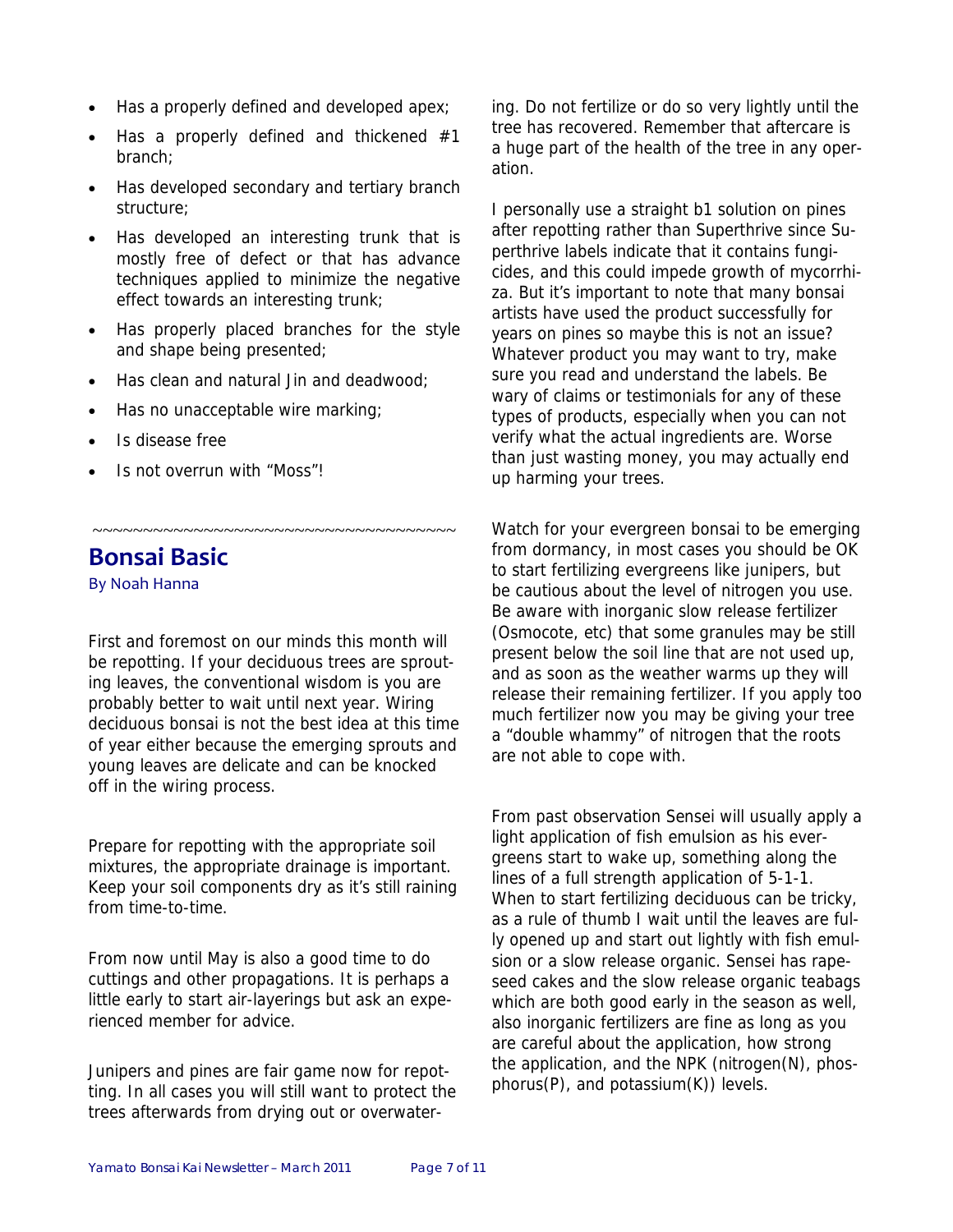- Has a properly defined and developed apex;
- Has a properly defined and thickened #1 branch;
- Has developed secondary and tertiary branch structure;
- Has developed an interesting trunk that is mostly free of defect or that has advance techniques applied to minimize the negative effect towards an interesting trunk;
- Has properly placed branches for the style and shape being presented;
- Has clean and natural Jin and deadwood;
- Has no unacceptable wire marking;
- Is disease free
- Is not overrun with "Moss"!

~~~~~~~~~~~~~~~~~~~~~~~~~~~~~~~~~~~~~~~~

## Bonsai Basic

By Noah Hanna

First and foremost on our minds this month will be repotting. If your deciduous trees are sprouting leaves, the conventional wisdom is you are probably better to wait until next year. Wiring deciduous bonsai is not the best idea at this time of year either because the emerging sprouts and young leaves are delicate and can be knocked off in the wiring process.

Prepare for repotting with the appropriate soil mixtures, the appropriate drainage is important. Keep your soil components dry as it's still raining from time-to-time.

From now until May is also a good time to do cuttings and other propagations. It is perhaps a little early to start air-layerings but ask an experienced member for advice.

Junipers and pines are fair game now for repotting. In all cases you will still want to protect the trees afterwards from drying out or overwatering. Do not fertilize or do so very lightly until the tree has recovered. Remember that aftercare is a huge part of the health of the tree in any operation.

I personally use a straight b1 solution on pines after repotting rather than Superthrive since Superthrive labels indicate that it contains fungicides, and this could impede growth of mycorrhiza. But it's important to note that many bonsai artists have used the product successfully for years on pines so maybe this is not an issue? Whatever product you may want to try, make sure you read and understand the labels. Be wary of claims or testimonials for any of these types of products, especially when you can not verify what the actual ingredients are. Worse than just wasting money, you may actually end up harming your trees.

Watch for your evergreen bonsai to be emerging from dormancy, in most cases you should be OK to start fertilizing evergreens like junipers, but be cautious about the level of nitrogen you use. Be aware with inorganic slow release fertilizer (Osmocote, etc) that some granules may be still present below the soil line that are not used up, and as soon as the weather warms up they will release their remaining fertilizer. If you apply too much fertilizer now you may be giving your tree a "double whammy" of nitrogen that the roots are not able to cope with.

From past observation Sensei will usually apply a light application of fish emulsion as his evergreens start to wake up, something along the lines of a full strength application of 5-1-1. When to start fertilizing deciduous can be tricky, as a rule of thumb I wait until the leaves are fully opened up and start out lightly with fish emulsion or a slow release organic. Sensei has rapeseed cakes and the slow release organic teabags which are both good early in the season as well, also inorganic fertilizers are fine as long as you are careful about the application, how strong the application, and the NPK (nitrogen(N), phosphorus(P), and potassium(K)) levels.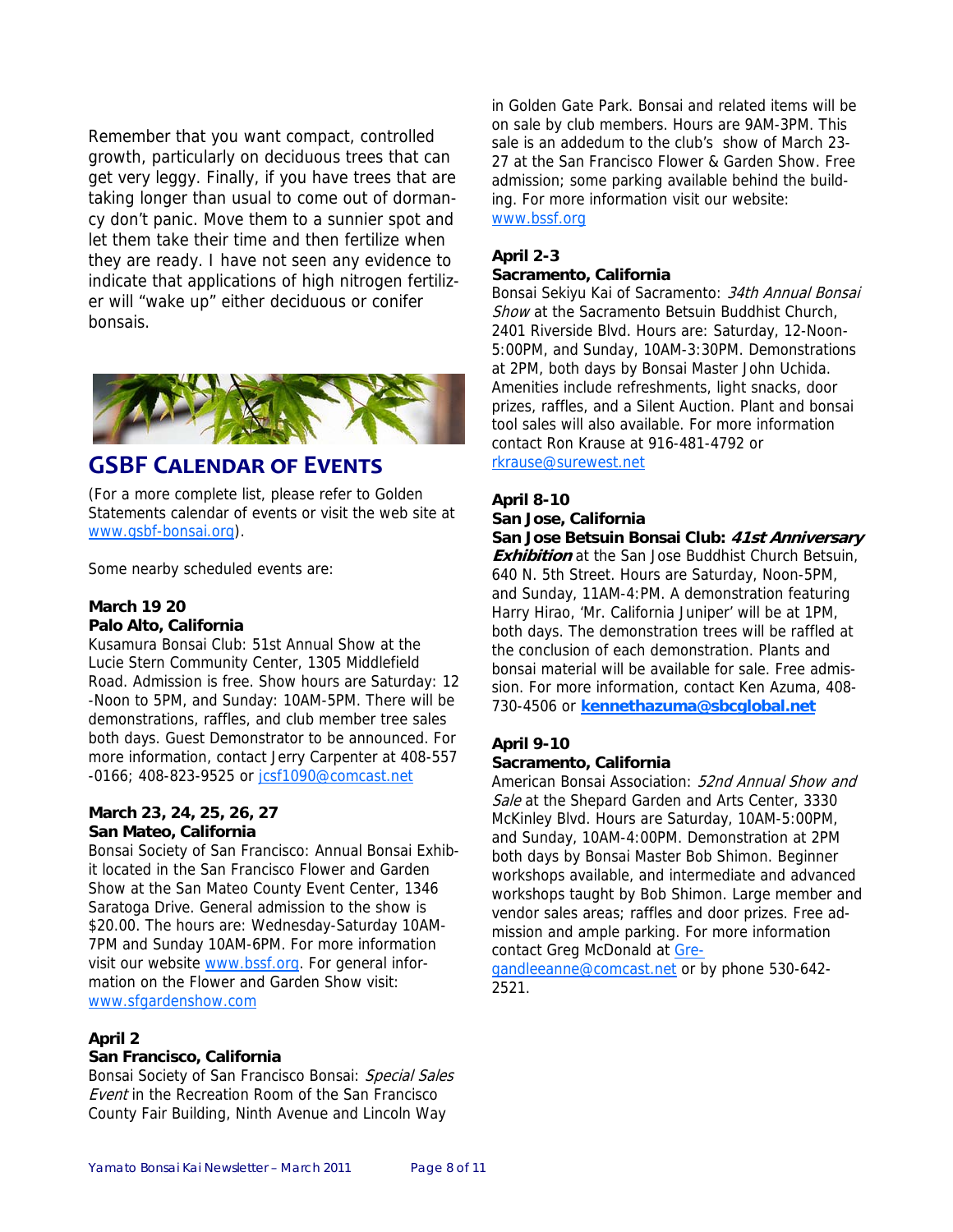Remember that you want compact, controlled growth, particularly on deciduous trees that can get very leggy. Finally, if you have trees that are taking longer than usual to come out of dormancy don't panic. Move them to a sunnier spot and let them take their time and then fertilize when they are ready. I have not seen any evidence to indicate that applications of high nitrogen fertilizer will "wake up" either deciduous or conifer bonsais.

## GSBF Calendar of Events

(For a more complete list, please refer to Golden Statements calendar of events or visit the web site at www.gsbf-bonsai.org).

Some nearby scheduled events are:

**March 19 20**
**Palo Alto, California**
Kusamura Bonsai Club: 51st Annual Show at the Lucie Stern Community Center, 1305 Middlefield Road. Admission is free. Show hours are Saturday: 12-Noon to 5PM, and Sunday: 10AM-5PM. There will be demonstrations, raffles, and club member tree sales both days. Guest Demonstrator to be announced. For more information, contact Jerry Carpenter at 408-557-0166; 408-823-9525 or jcsf1090@comcast.net

**March 23, 24, 25, 26, 27**
**San Mateo, California**
Bonsai Society of San Francisco: Annual Bonsai Exhibit located in the San Francisco Flower and Garden Show at the San Mateo County Event Center, 1346 Saratoga Drive. General admission to the show is $20.00. The hours are: Wednesday-Saturday 10AM-7PM and Sunday 10AM-6PM. For more information visit our website www.bssf.org. For general information on the Flower and Garden Show visit: www.sfgardenshow.com

**April 2**
**San Francisco, California**
Bonsai Society of San Francisco Bonsai: *Special Sales Event* in the Recreation Room of the San Francisco County Fair Building, Ninth Avenue and Lincoln Way in Golden Gate Park. Bonsai and related items will be on sale by club members. Hours are 9AM-3PM. This sale is an addedum to the club's show of March 23-27 at the San Francisco Flower & Garden Show. Free admission; some parking available behind the building. For more information visit our website: www.bssf.org

**April 2-3**
**Sacramento, California**
Bonsai Sekiyu Kai of Sacramento: *34th Annual Bonsai Show* at the Sacramento Betsuin Buddhist Church, 2401 Riverside Blvd. Hours are: Saturday, 12-Noon-5:00PM, and Sunday, 10AM-3:30PM. Demonstrations at 2PM, both days by Bonsai Master John Uchida. Amenities include refreshments, light snacks, door prizes, raffles, and a Silent Auction. Plant and bonsai tool sales will also available. For more information contact Ron Krause at 916-481-4792 or rkrause@surewest.net

**April 8-10**
**San Jose, California**
**San Jose Betsuin Bonsai Club: *41st Anniversary Exhibition*** at the San Jose Buddhist Church Betsuin, 640 N. 5th Street. Hours are Saturday, Noon-5PM, and Sunday, 11AM-4:PM. A demonstration featuring Harry Hirao, 'Mr. California Juniper' will be at 1PM, both days. The demonstration trees will be raffled at the conclusion of each demonstration. Plants and bonsai material will be available for sale. Free admission. For more information, contact Ken Azuma, 408-730-4506 or **kennethazuma@sbcglobal.net**

**April 9-10**
**Sacramento, California**
American Bonsai Association: *52nd Annual Show and Sale* at the Shepard Garden and Arts Center, 3330 McKinley Blvd. Hours are Saturday, 10AM-5:00PM, and Sunday, 10AM-4:00PM. Demonstration at 2PM both days by Bonsai Master Bob Shimon. Beginner workshops available, and intermediate and advanced workshops taught by Bob Shimon. Large member and vendor sales areas; raffles and door prizes. Free admission and ample parking. For more information contact Greg McDonald at Gregandleeanne@comcast.net or by phone 530-642-2521.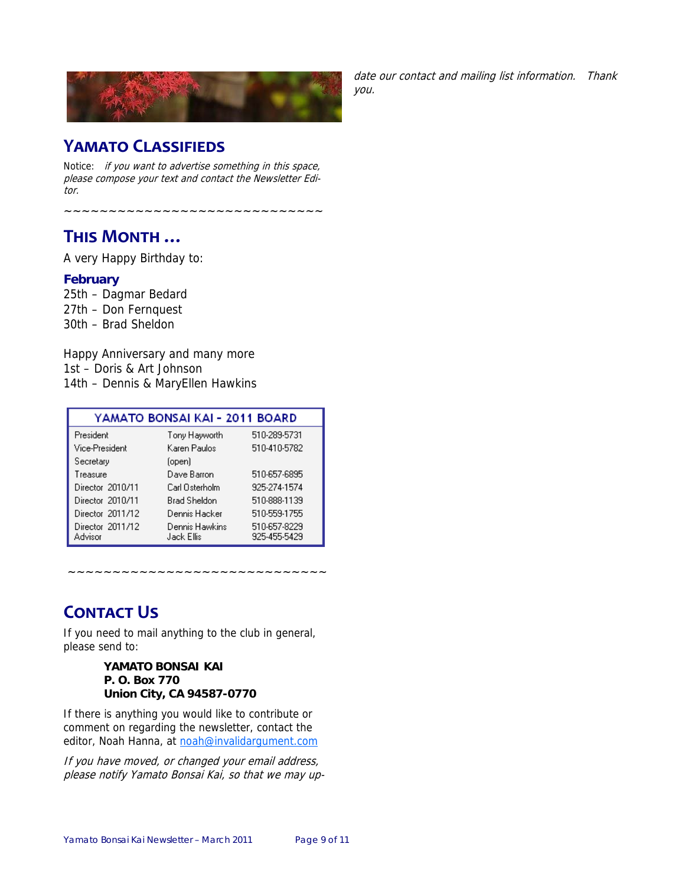## YAMATO CLASSIFIEDS

Notice: *if you want to advertise something in this space, please compose your text and contact the Newsletter Editor.*

~~~~~~~~~~~~~~~~~~~~~~~~~~~~~

## THIS MONTH …

A very Happy Birthday to:

### February

25th – Dagmar Bedard
27th – Don Fernquest
30th – Brad Sheldon

Happy Anniversary and many more
1st – Doris & Art Johnson
14th – Dennis & MaryEllen Hawkins

| YAMATO BONSAI KAI - 2011 BOARD | | |
|---|---|---|
| President | Tony Hayworth | 510-289-5731 |
| Vice-President | Karen Paulos | 510-410-5782 |
| Secretary | (open) | |
| Treasure | Dave Barron | 510-657-6895 |
| Director 2010/11 | Carl Osterholm | 925-274-1574 |
| Director 2010/11 | Brad Sheldon | 510-888-1139 |
| Director 2011/12 | Dennis Hacker | 510-559-1755 |
| Director 2011/12 | Dennis Hawkins | 510-657-8229 |
| Advisor | Jack Ellis | 925-455-5429 |

~~~~~~~~~~~~~~~~~~~~~~~~~~~~~

## CONTACT US

If you need to mail anything to the club in general, please send to:

**YAMATO BONSAI KAI**
**P. O. Box 770**
**Union City, CA 94587-0770**

If there is anything you would like to contribute or comment on regarding the newsletter, contact the editor, Noah Hanna, at noah@invalidargument.com

*If you have moved, or changed your email address, please notify Yamato Bonsai Kai, so that we may update our contact and mailing list information. Thank you.*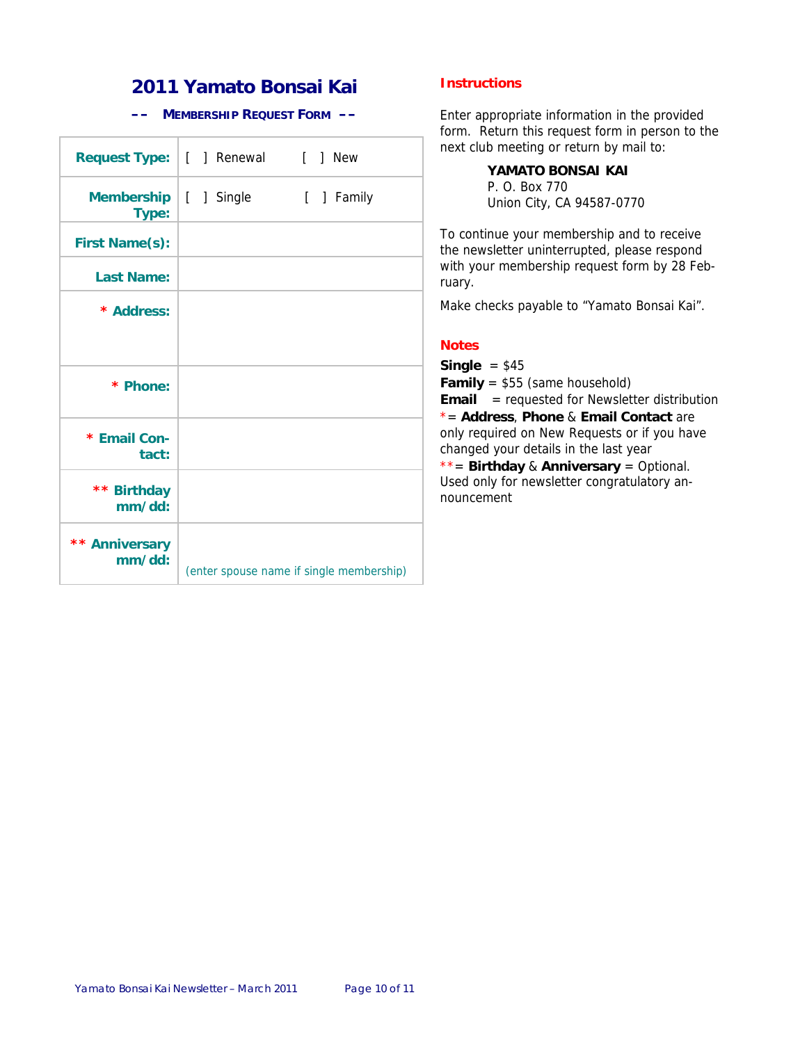# 2011 Yamato Bonsai Kai

## –– MEMBERSHIP REQUEST FORM ––

| | |
|---|---|
| **Request Type:** | [ ] Renewal [ ] New |
| **Membership Type:** | [ ] Single [ ] Family |
| **First Name(s):** | |
| **Last Name:** | |
| * **Address:** | |
| * **Phone:** | |
| * **Email Contact:** | |
| ** **Birthday mm/dd:** | |
| ** **Anniversary mm/dd:** | (enter spouse name if single membership) |

### Instructions

Enter appropriate information in the provided form. Return this request form in person to the next club meeting or return by mail to:

> **YAMATO BONSAI KAI**
> P. O. Box 770
> Union City, CA 94587-0770

To continue your membership and to receive the newsletter uninterrupted, please respond with your membership request form by 28 February.

Make checks payable to "Yamato Bonsai Kai".

### Notes

**Single** = $45
**Family** = $55 (same household)
**Email** = requested for Newsletter distribution
* = **Address**, **Phone** & **Email Contact** are only required on New Requests or if you have changed your details in the last year
** = **Birthday** & **Anniversary** = Optional. Used only for newsletter congratulatory announcement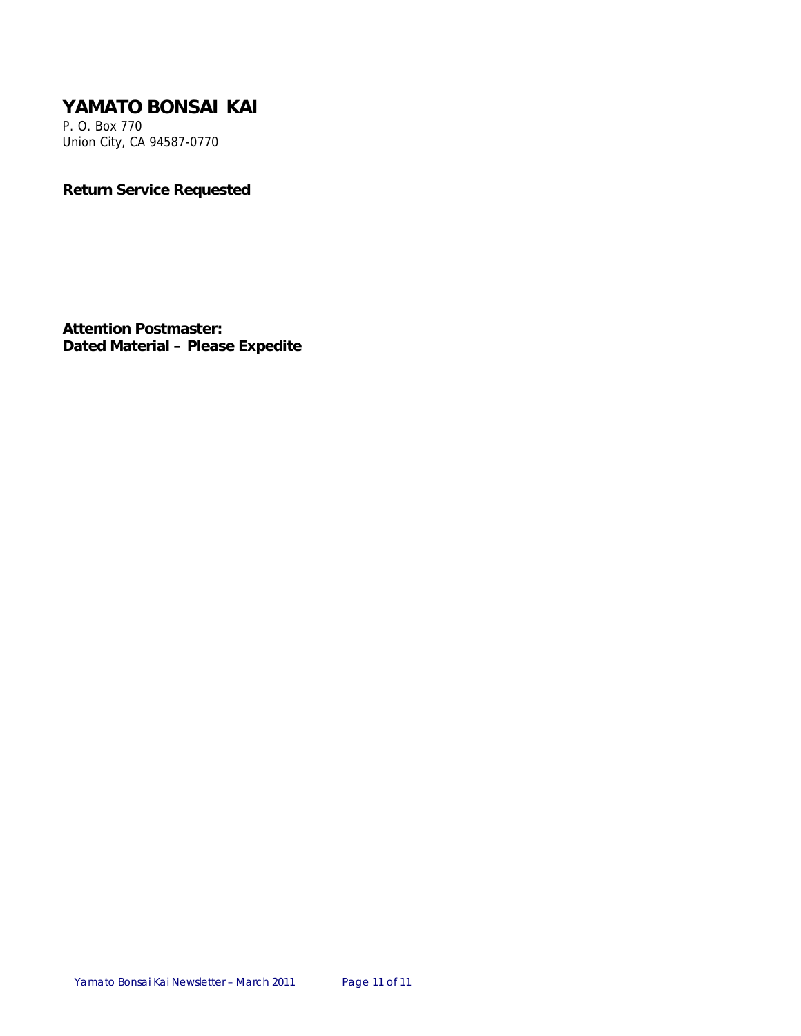# YAMATO BONSAI KAI

P. O. Box 770
Union City, CA 94587-0770

**Return Service Requested**

**Attention Postmaster:**
**Dated Material – Please Expedite**